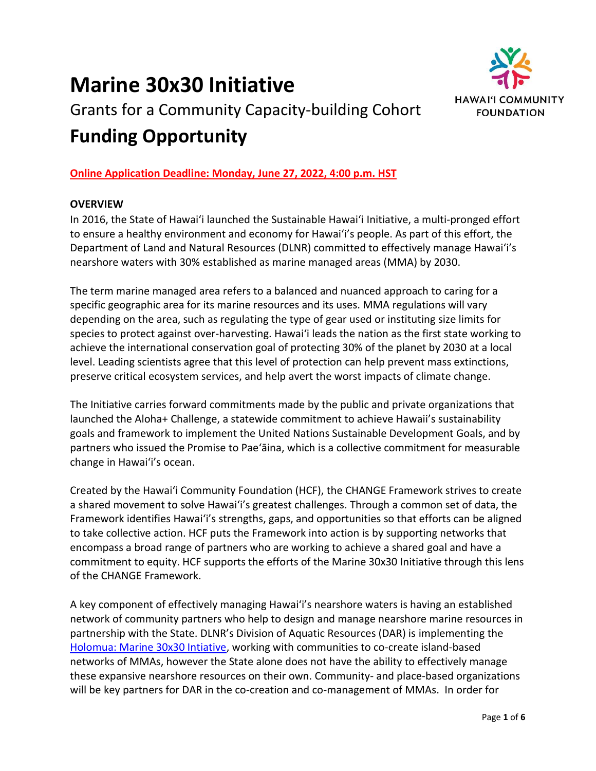# Marine 30x30 Initiative

Grants for a Community Capacity-building Cohort

# Funding Opportunity

**Online Application Deadline: Monday, June 27, 2022, 4:00 p.m. HST**

## OVERVIEW

In 2016, the State of Hawaiʻi launched the Sustainable Hawaiʻi Initiative, a multi-pronged effort to ensure a healthy environment and economy for Hawaiʻi's people. As part of this effort, the Department of Land and Natural Resources (DLNR) committed to effectively manage Hawaiʻi's nearshore waters with 30% established as marine managed areas (MMA) by 2030.

The term marine managed area refers to a balanced and nuanced approach to caring for a specific geographic area for its marine resources and its uses. MMA regulations will vary depending on the area, such as regulating the type of gear used or instituting size limits for species to protect against over-harvesting. Hawaiʻi leads the nation as the first state working to achieve the international conservation goal of protecting 30% of the planet by 2030 at a local level. Leading scientists agree that this level of protection can help prevent mass extinctions, preserve critical ecosystem services, and help avert the worst impacts of climate change.

The Initiative carries forward commitments made by the public and private organizations that launched the Aloha+ Challenge, a statewide commitment to achieve Hawaii's sustainability goals and framework to implement the United Nations Sustainable Development Goals, and by partners who issued the Promise to Paeʻāina, which is a collective commitment for measurable change in Hawaiʻi's ocean.

Created by the Hawaiʻi Community Foundation (HCF), the CHANGE Framework strives to create a shared movement to solve Hawaiʻi's greatest challenges. Through a common set of data, the Framework identifies Hawaiʻi's strengths, gaps, and opportunities so that efforts can be aligned to take collective action. HCF puts the Framework into action is by supporting networks that encompass a broad range of partners who are working to achieve a shared goal and have a commitment to equity. HCF supports the efforts of the Marine 30x30 Initiative through this lens of the CHANGE Framework.

A key component of effectively managing Hawaiʻi's nearshore waters is having an established network of community partners who help to design and manage nearshore marine resources in partnership with the State. DLNR's Division of Aquatic Resources (DAR) is implementing the Holomua: Marine 30x30 Intiative, working with communities to co-create island-based networks of MMAs, however the State alone does not have the ability to effectively manage these expansive nearshore resources on their own. Community- and place-based organizations will be key partners for DAR in the co-creation and co-management of MMAs. In order for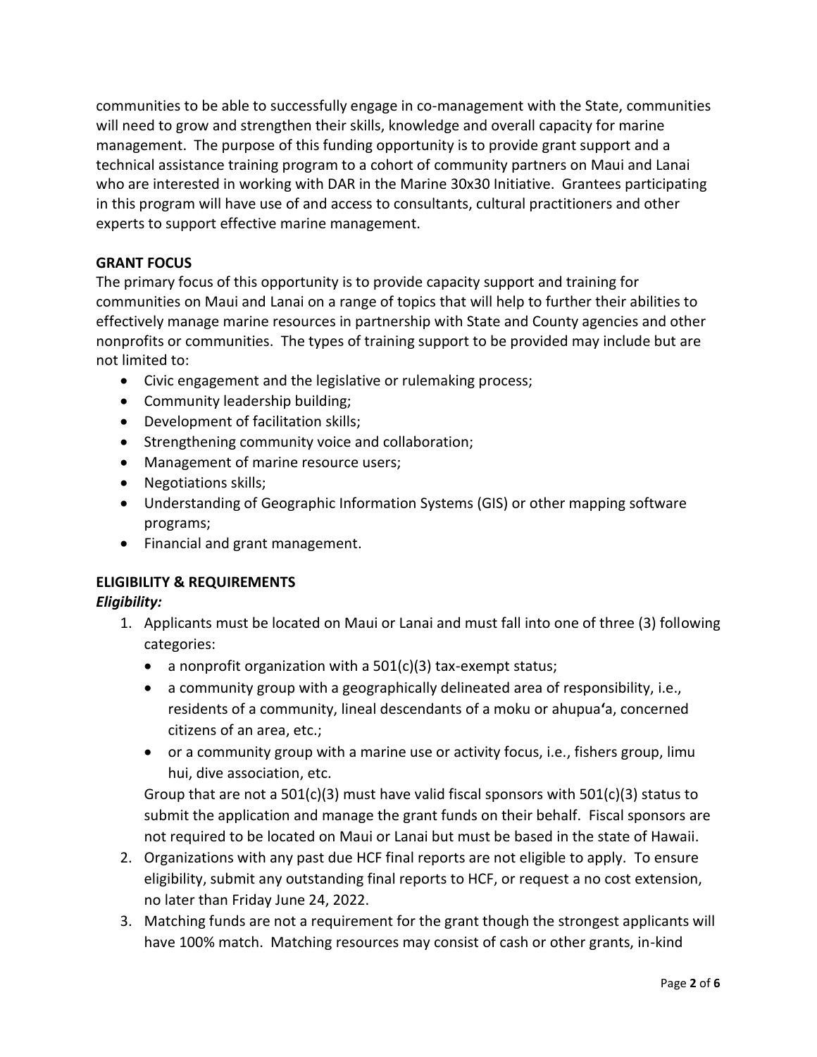communities to be able to successfully engage in co-management with the State, communities will need to grow and strengthen their skills, knowledge and overall capacity for marine management. The purpose of this funding opportunity is to provide grant support and a technical assistance training program to a cohort of community partners on Maui and Lanai who are interested in working with DAR in the Marine 30x30 Initiative. Grantees participating in this program will have use of and access to consultants, cultural practitioners and other experts to support effective marine management.

## GRANT FOCUS

The primary focus of this opportunity is to provide capacity support and training for communities on Maui and Lanai on a range of topics that will help to further their abilities to effectively manage marine resources in partnership with State and County agencies and other nonprofits or communities. The types of training support to be provided may include but are not limited to:

- Civic engagement and the legislative or rulemaking process;
- Community leadership building;
- Development of facilitation skills;
- Strengthening community voice and collaboration;
- Management of marine resource users;
- Negotiations skills;
- Understanding of Geographic Information Systems (GIS) or other mapping software programs;
- Financial and grant management.

## ELIGIBILITY & REQUIREMENTS

***Eligibility:***

1. Applicants must be located on Maui or Lanai and must fall into one of three (3) following categories:
   - a nonprofit organization with a 501(c)(3) tax-exempt status;
   - a community group with a geographically delineated area of responsibility, i.e., residents of a community, lineal descendants of a moku or ahupuaʻa, concerned citizens of an area, etc.;
   - or a community group with a marine use or activity focus, i.e., fishers group, limu hui, dive association, etc.

   Group that are not a 501(c)(3) must have valid fiscal sponsors with 501(c)(3) status to submit the application and manage the grant funds on their behalf. Fiscal sponsors are not required to be located on Maui or Lanai but must be based in the state of Hawaii.
2. Organizations with any past due HCF final reports are not eligible to apply. To ensure eligibility, submit any outstanding final reports to HCF, or request a no cost extension, no later than Friday June 24, 2022.
3. Matching funds are not a requirement for the grant though the strongest applicants will have 100% match. Matching resources may consist of cash or other grants, in-kind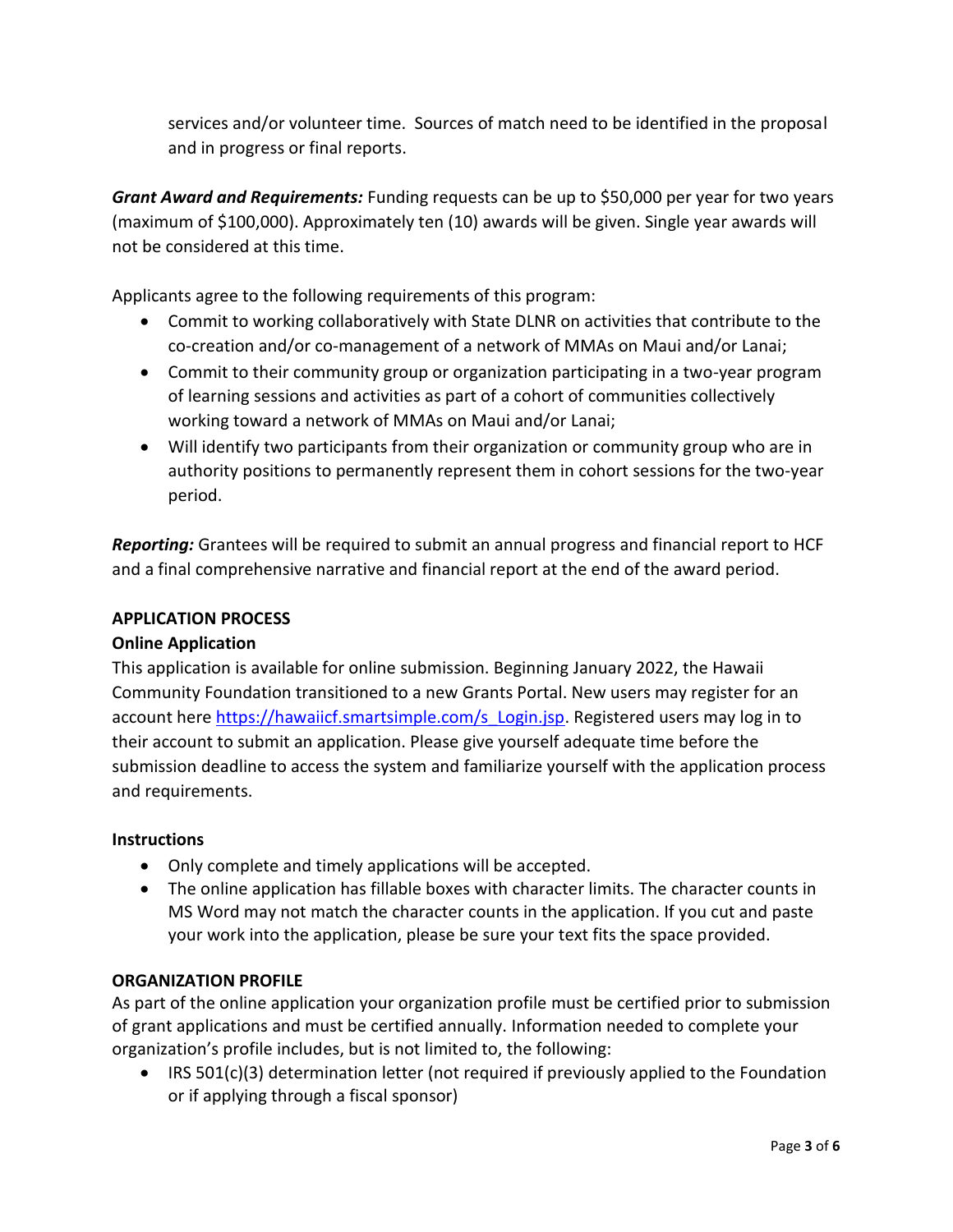services and/or volunteer time. Sources of match need to be identified in the proposal and in progress or final reports.

***Grant Award and Requirements:*** Funding requests can be up to $50,000 per year for two years (maximum of $100,000). Approximately ten (10) awards will be given. Single year awards will not be considered at this time.

Applicants agree to the following requirements of this program:

- Commit to working collaboratively with State DLNR on activities that contribute to the co-creation and/or co-management of a network of MMAs on Maui and/or Lanai;
- Commit to their community group or organization participating in a two-year program of learning sessions and activities as part of a cohort of communities collectively working toward a network of MMAs on Maui and/or Lanai;
- Will identify two participants from their organization or community group who are in authority positions to permanently represent them in cohort sessions for the two-year period.

***Reporting:*** Grantees will be required to submit an annual progress and financial report to HCF and a final comprehensive narrative and financial report at the end of the award period.

## APPLICATION PROCESS

### Online Application

This application is available for online submission. Beginning January 2022, the Hawaii Community Foundation transitioned to a new Grants Portal. New users may register for an account here [https://hawaiicf.smartsimple.com/s_Login.jsp](https://hawaiicf.smartsimple.com/s_Login.jsp). Registered users may log in to their account to submit an application. Please give yourself adequate time before the submission deadline to access the system and familiarize yourself with the application process and requirements.

### Instructions

- Only complete and timely applications will be accepted.
- The online application has fillable boxes with character limits. The character counts in MS Word may not match the character counts in the application. If you cut and paste your work into the application, please be sure your text fits the space provided.

## ORGANIZATION PROFILE

As part of the online application your organization profile must be certified prior to submission of grant applications and must be certified annually. Information needed to complete your organization's profile includes, but is not limited to, the following:

- IRS 501(c)(3) determination letter (not required if previously applied to the Foundation or if applying through a fiscal sponsor)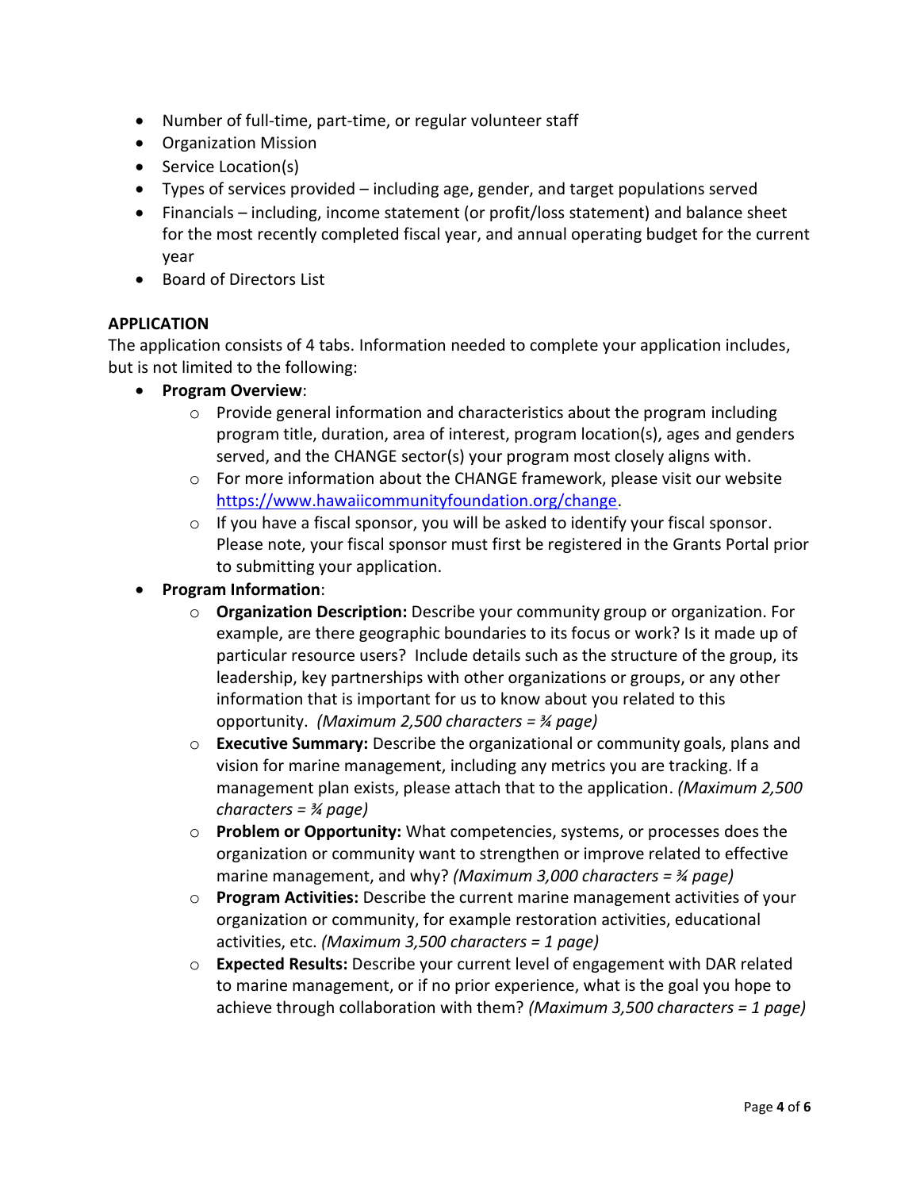- Number of full-time, part-time, or regular volunteer staff
- Organization Mission
- Service Location(s)
- Types of services provided – including age, gender, and target populations served
- Financials – including, income statement (or profit/loss statement) and balance sheet for the most recently completed fiscal year, and annual operating budget for the current year
- Board of Directors List

**APPLICATION**

The application consists of 4 tabs. Information needed to complete your application includes, but is not limited to the following:

- **Program Overview**:
  - Provide general information and characteristics about the program including program title, duration, area of interest, program location(s), ages and genders served, and the CHANGE sector(s) your program most closely aligns with.
  - For more information about the CHANGE framework, please visit our website [https://www.hawaiicommunityfoundation.org/change](https://www.hawaiicommunityfoundation.org/change).
  - If you have a fiscal sponsor, you will be asked to identify your fiscal sponsor. Please note, your fiscal sponsor must first be registered in the Grants Portal prior to submitting your application.
- **Program Information**:
  - **Organization Description:** Describe your community group or organization. For example, are there geographic boundaries to its focus or work? Is it made up of particular resource users? Include details such as the structure of the group, its leadership, key partnerships with other organizations or groups, or any other information that is important for us to know about you related to this opportunity. *(Maximum 2,500 characters = ¾ page)*
  - **Executive Summary:** Describe the organizational or community goals, plans and vision for marine management, including any metrics you are tracking. If a management plan exists, please attach that to the application. *(Maximum 2,500 characters = ¾ page)*
  - **Problem or Opportunity:** What competencies, systems, or processes does the organization or community want to strengthen or improve related to effective marine management, and why? *(Maximum 3,000 characters = ¾ page)*
  - **Program Activities:** Describe the current marine management activities of your organization or community, for example restoration activities, educational activities, etc. *(Maximum 3,500 characters = 1 page)*
  - **Expected Results:** Describe your current level of engagement with DAR related to marine management, or if no prior experience, what is the goal you hope to achieve through collaboration with them? *(Maximum 3,500 characters = 1 page)*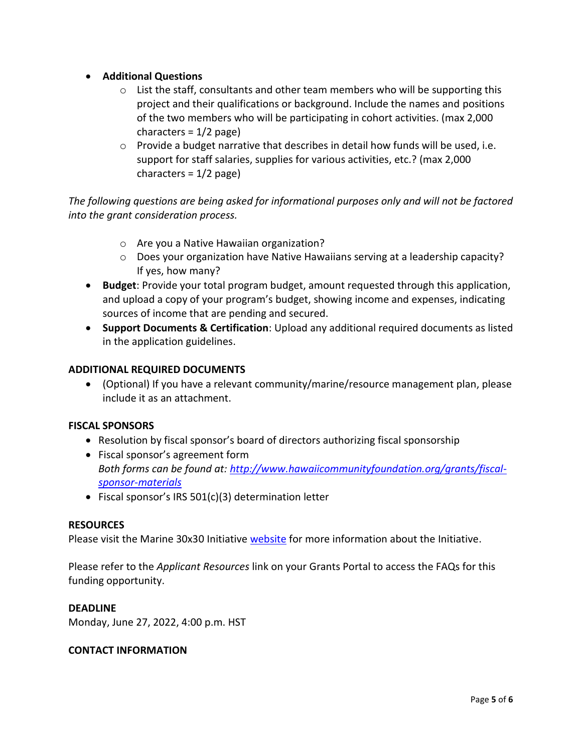- **Additional Questions**
  - List the staff, consultants and other team members who will be supporting this project and their qualifications or background. Include the names and positions of the two members who will be participating in cohort activities. (max 2,000 characters = 1/2 page)
  - Provide a budget narrative that describes in detail how funds will be used, i.e. support for staff salaries, supplies for various activities, etc.? (max 2,000 characters = 1/2 page)

*The following questions are being asked for informational purposes only and will not be factored into the grant consideration process.*

  - Are you a Native Hawaiian organization?
  - Does your organization have Native Hawaiians serving at a leadership capacity? If yes, how many?
- **Budget**: Provide your total program budget, amount requested through this application, and upload a copy of your program's budget, showing income and expenses, indicating sources of income that are pending and secured.
- **Support Documents & Certification**: Upload any additional required documents as listed in the application guidelines.

**ADDITIONAL REQUIRED DOCUMENTS**

- (Optional) If you have a relevant community/marine/resource management plan, please include it as an attachment.

**FISCAL SPONSORS**

- Resolution by fiscal sponsor's board of directors authorizing fiscal sponsorship
- Fiscal sponsor's agreement form
  *Both forms can be found at: [http://www.hawaiicommunityfoundation.org/grants/fiscal-sponsor-materials](http://www.hawaiicommunityfoundation.org/grants/fiscal-sponsor-materials)*
- Fiscal sponsor's IRS 501(c)(3) determination letter

**RESOURCES**

Please visit the Marine 30x30 Initiative website for more information about the Initiative.

Please refer to the *Applicant Resources* link on your Grants Portal to access the FAQs for this funding opportunity.

**DEADLINE**

Monday, June 27, 2022, 4:00 p.m. HST

**CONTACT INFORMATION**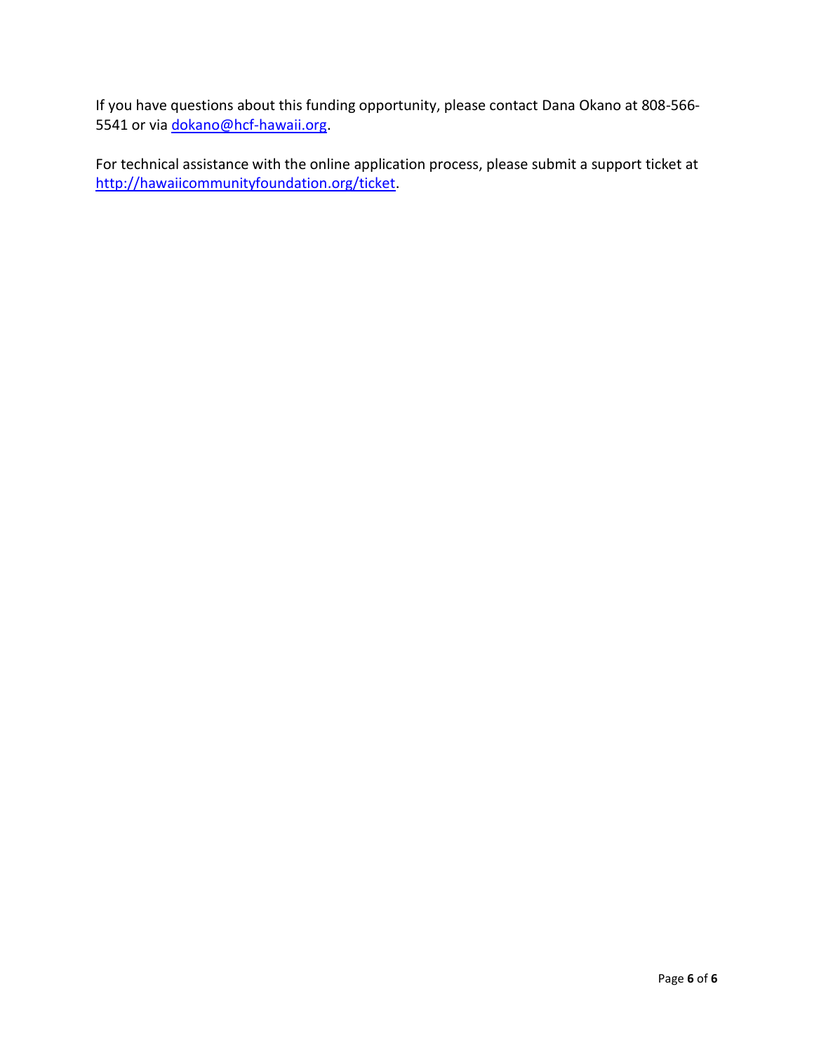If you have questions about this funding opportunity, please contact Dana Okano at 808-566-5541 or via [dokano@hcf-hawaii.org](mailto:dokano@hcf-hawaii.org).

For technical assistance with the online application process, please submit a support ticket at [http://hawaiicommunityfoundation.org/ticket](http://hawaiicommunityfoundation.org/ticket).